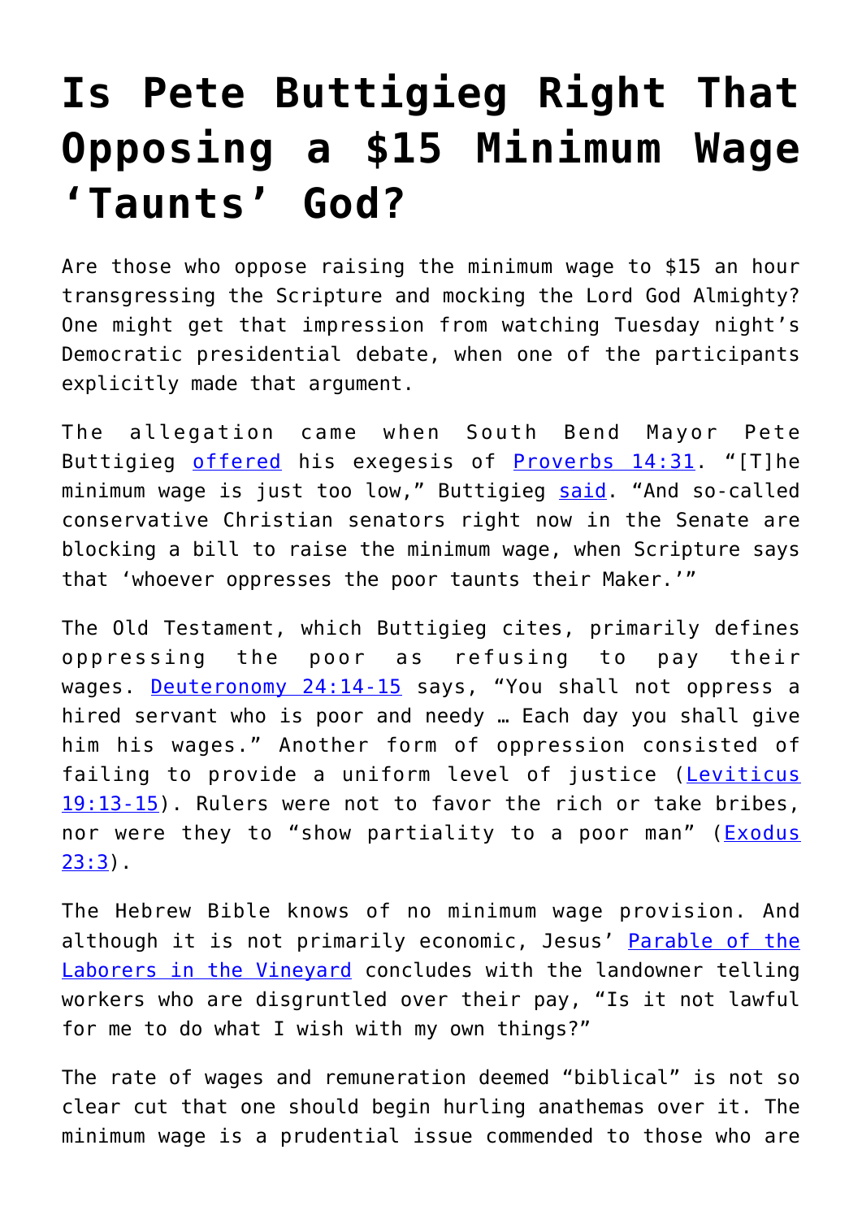# Is Pete Buttigieg Right That Opposing a $15 Minimum Wage 'Taunts' God?

Are those who oppose raising the minimum wage to $15 an hour transgressing the Scripture and mocking the Lord God Almighty? One might get that impression from watching Tuesday night's Democratic presidential debate, when one of the participants explicitly made that argument.

The allegation came when South Bend Mayor Pete Buttigieg offered his exegesis of Proverbs 14:31. "[T]he minimum wage is just too low," Buttigieg said. "And so-called conservative Christian senators right now in the Senate are blocking a bill to raise the minimum wage, when Scripture says that 'whoever oppresses the poor taunts their Maker.'"

The Old Testament, which Buttigieg cites, primarily defines oppressing the poor as refusing to pay their wages. Deuteronomy 24:14-15 says, "You shall not oppress a hired servant who is poor and needy … Each day you shall give him his wages." Another form of oppression consisted of failing to provide a uniform level of justice (Leviticus 19:13-15). Rulers were not to favor the rich or take bribes, nor were they to "show partiality to a poor man" (Exodus 23:3).

The Hebrew Bible knows of no minimum wage provision. And although it is not primarily economic, Jesus' Parable of the Laborers in the Vineyard concludes with the landowner telling workers who are disgruntled over their pay, "Is it not lawful for me to do what I wish with my own things?"

The rate of wages and remuneration deemed "biblical" is not so clear cut that one should begin hurling anathemas over it. The minimum wage is a prudential issue commended to those who are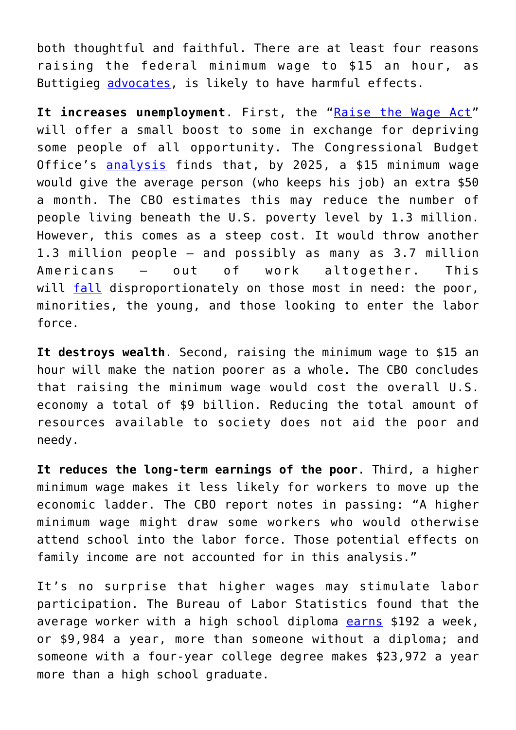both thoughtful and faithful. There are at least four reasons raising the federal minimum wage to $15 an hour, as Buttigieg advocates, is likely to have harmful effects.

**It increases unemployment**. First, the "Raise the Wage Act" will offer a small boost to some in exchange for depriving some people of all opportunity. The Congressional Budget Office's analysis finds that, by 2025, a $15 minimum wage would give the average person (who keeps his job) an extra $50 a month. The CBO estimates this may reduce the number of people living beneath the U.S. poverty level by 1.3 million. However, this comes as a steep cost. It would throw another 1.3 million people – and possibly as many as 3.7 million Americans – out of work altogether. This will fall disproportionately on those most in need: the poor, minorities, the young, and those looking to enter the labor force.

**It destroys wealth**. Second, raising the minimum wage to $15 an hour will make the nation poorer as a whole. The CBO concludes that raising the minimum wage would cost the overall U.S. economy a total of $9 billion. Reducing the total amount of resources available to society does not aid the poor and needy.

**It reduces the long-term earnings of the poor**. Third, a higher minimum wage makes it less likely for workers to move up the economic ladder. The CBO report notes in passing: "A higher minimum wage might draw some workers who would otherwise attend school into the labor force. Those potential effects on family income are not accounted for in this analysis."

It's no surprise that higher wages may stimulate labor participation. The Bureau of Labor Statistics found that the average worker with a high school diploma earns $192 a week, or $9,984 a year, more than someone without a diploma; and someone with a four-year college degree makes $23,972 a year more than a high school graduate.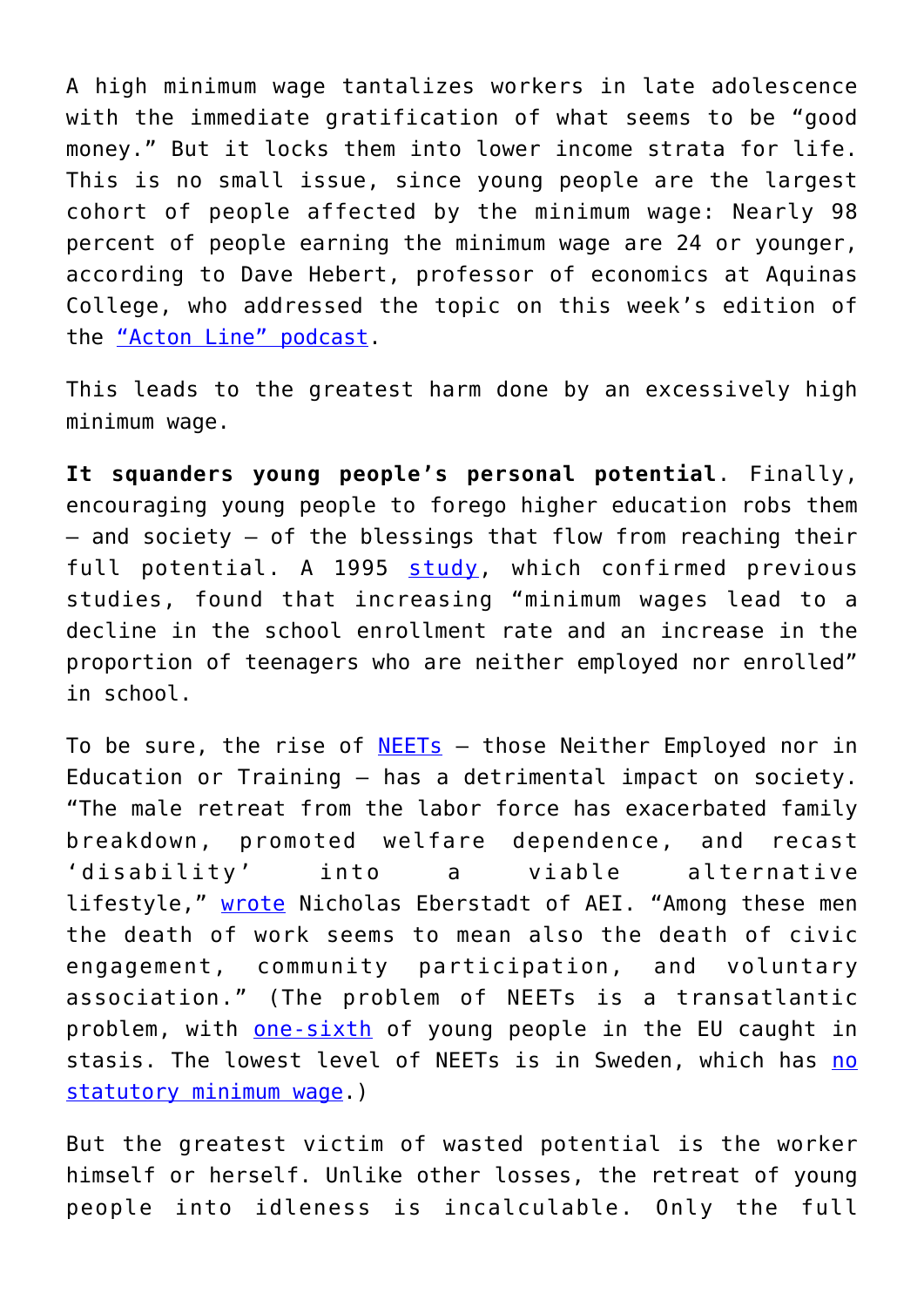A high minimum wage tantalizes workers in late adolescence with the immediate gratification of what seems to be "good money." But it locks them into lower income strata for life. This is no small issue, since young people are the largest cohort of people affected by the minimum wage: Nearly 98 percent of people earning the minimum wage are 24 or younger, according to Dave Hebert, professor of economics at Aquinas College, who addressed the topic on this week's edition of the "Acton Line" podcast.

This leads to the greatest harm done by an excessively high minimum wage.

**It squanders young people's personal potential**. Finally, encouraging young people to forego higher education robs them – and society – of the blessings that flow from reaching their full potential. A 1995 study, which confirmed previous studies, found that increasing "minimum wages lead to a decline in the school enrollment rate and an increase in the proportion of teenagers who are neither employed nor enrolled" in school.

To be sure, the rise of NEETs – those Neither Employed nor in Education or Training – has a detrimental impact on society. "The male retreat from the labor force has exacerbated family breakdown, promoted welfare dependence, and recast 'disability' into a viable alternative lifestyle," wrote Nicholas Eberstadt of AEI. "Among these men the death of work seems to mean also the death of civic engagement, community participation, and voluntary association." (The problem of NEETs is a transatlantic problem, with one-sixth of young people in the EU caught in stasis. The lowest level of NEETs is in Sweden, which has no statutory minimum wage.)

But the greatest victim of wasted potential is the worker himself or herself. Unlike other losses, the retreat of young people into idleness is incalculable. Only the full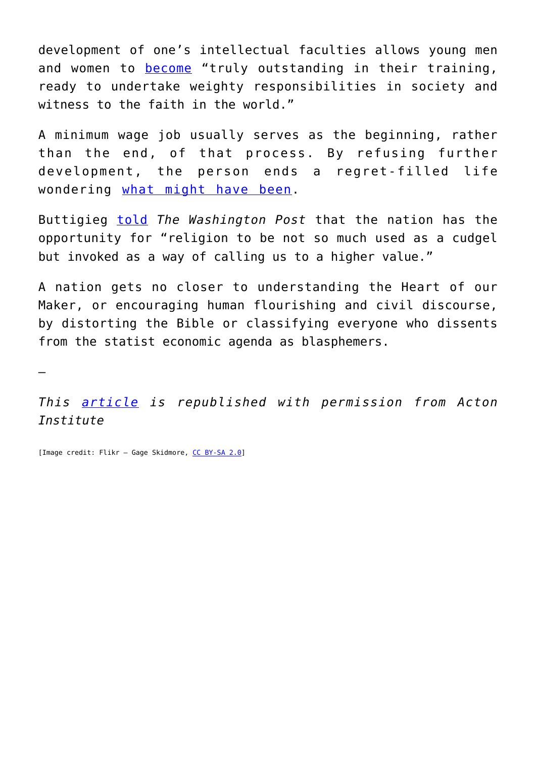development of one's intellectual faculties allows young men and women to become "truly outstanding in their training, ready to undertake weighty responsibilities in society and witness to the faith in the world."

A minimum wage job usually serves as the beginning, rather than the end, of that process. By refusing further development, the person ends a regret-filled life wondering what might have been.

Buttigieg told *The Washington Post* that the nation has the opportunity for "religion to be not so much used as a cudgel but invoked as a way of calling us to a higher value."

A nation gets no closer to understanding the Heart of our Maker, or encouraging human flourishing and civil discourse, by distorting the Bible or classifying everyone who dissents from the statist economic agenda as blasphemers.

—

*This article is republished with permission from Acton Institute*

[Image credit: Flikr – Gage Skidmore, CC BY-SA 2.0]